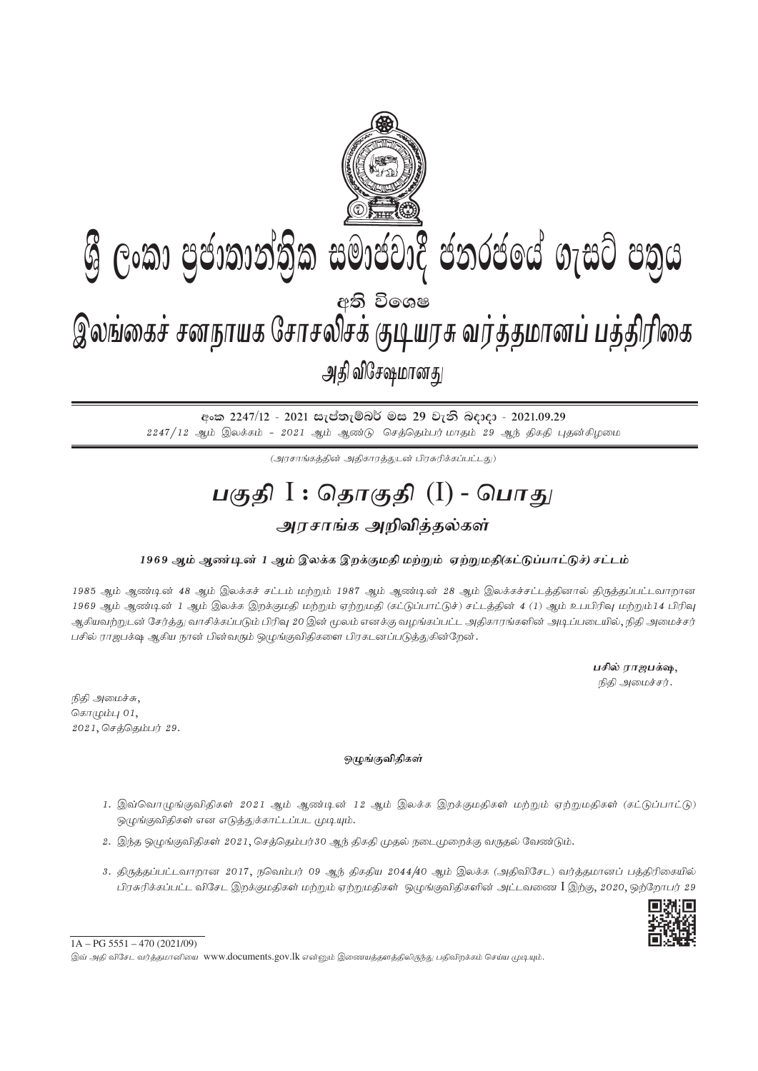# ශ්‍රී ලංකා ප්‍රජාතාන්ත්‍රික සමාජවාදී ජනරජයේ ගැසට් පත්‍රය

අති විශෙෂ

# இலங்கைச் சனநாயக சோசலிசக் குடியரசு வர்த்தமானப் பத்திரிகை

அதி விசேஷமானது

අංක 2247/12 - 2021 සැප්තැම්බර් මස 29 වැනි බදාදා - 2021.09.29

*2247/12 ஆம் இலக்கம் - 2021 ஆம் ஆண்டு செத்தெம்பர் மாதம் 29 ஆந் திகதி புதன்கிழமை*

*(அரசாங்கத்தின் அதிகாரத்துடன் பிரசுரிக்கப்பட்டது)*

## பகுதி I : தொகுதி (I) - பொது

### அரசாங்க அறிவித்தல்கள்

***1969 ஆம் ஆண்டின் 1 ஆம் இலக்க இறக்குமதி மற்றும் ஏற்றுமதி(கட்டுப்பாட்டுச்) சட்டம்***

*1985 ஆம் ஆண்டின் 48 ஆம் இலக்கச் சட்டம் மற்றும் 1987 ஆம் ஆண்டின் 28 ஆம் இலக்கச்சட்டத்தினால் திருத்தப்பட்டவாறான 1969 ஆம் ஆண்டின் 1 ஆம் இலக்க இறக்குமதி மற்றும் ஏற்றுமதி (கட்டுப்பாட்டுச்) சட்டத்தின் 4 (1) ஆம் உபபிரிவு மற்றும்14 பிரிவு ஆகியவற்றுடன் சேர்த்து வாசிக்கப்படும் பிரிவு 20 இன் மூலம் எனக்கு வழங்கப்பட்ட அதிகாரங்களின் அடிப்படையில், நிதி அமைச்சர் பசில் ராஜபக்ஷ ஆகிய நான் பின்வரும் ஒழுங்குவிதிகளை பிரகடனப்படுத்துகின்றேன்.*

***பசில் ராஜபக்ஷ,***
*நிதி அமைச்சர்.*

*நிதி அமைச்சு,*
*கொழும்பு 01,*
*2021, செத்தெம்பர் 29.*

#### ஒழுங்குவிதிகள்

1. *இவ்வொழுங்குவிதிகள் 2021 ஆம் ஆண்டின் 12 ஆம் இலக்க இறக்குமதிகள் மற்றும் ஏற்றுமதிகள் (கட்டுப்பாட்டு) ஒழுங்குவிதிகள் என எடுத்துக்காட்டப்பட முடியும்.*

2. *இந்த ஒழுங்குவிதிகள் 2021, செத்தெம்பர்30 ஆந் திகதி முதல் நடைமுறைக்கு வருதல் வேண்டும்.*

3. *திருத்தப்பட்டவாறான 2017, நவெம்பர் 09 ஆந் திகதிய 2044/40 ஆம் இலக்க (அதிவிசேட) வர்த்தமானப் பத்திரிகையில் பிரசுரிக்கப்பட்ட விசேட இறக்குமதிகள் மற்றும் ஏற்றுமதிகள் ஒழுங்குவிதிகளின் அட்டவணை I இற்கு, 2020, ஒற்றோபர் 29*

1A – PG 5551 – 470 (2021/09)

*இவ் அதி விசேட வர்த்தமானியை www.documents.gov.lk என்னும் இணையத்தளத்திலிருந்து பதிவிறக்கம் செய்ய முடியும்.*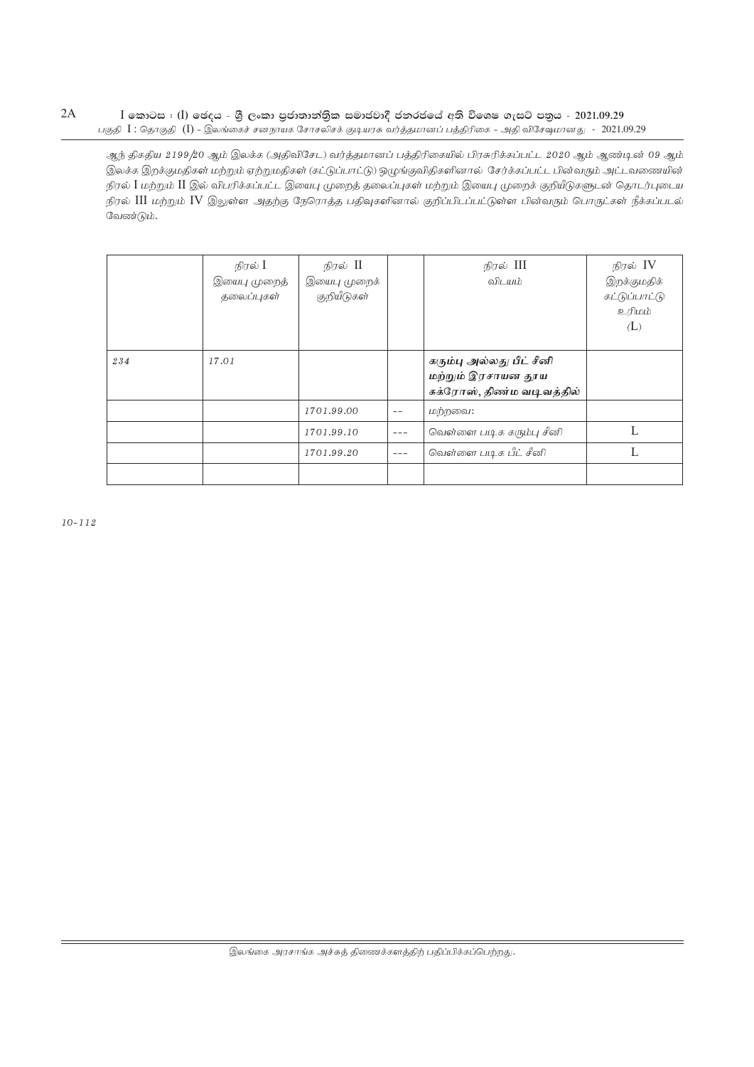*ஆந் திகதிய 2199/20 ஆம் இலக்க (அதிவிசேட) வர்த்தமானப் பத்திரிகையில் பிரசுரிக்கப்பட்ட 2020 ஆம் ஆண்டின் 09 ஆம் இலக்க இறக்குமதிகள் மற்றும் ஏற்றுமதிகள் (கட்டுப்பாட்டு) ஒழுங்குவிதிகளினால் சேர்க்கப்பட்ட பின்வரும் அட்டவணையின் நிரல் I மற்றும் II இல் விபரிக்கப்பட்ட இயைபு முறைத் தலைப்புகள் மற்றும் இயைபு முறைக் குறியீடுகளுடன் தொடர்புடைய நிரல் III மற்றும் IV இலுள்ள அதற்கு நேரொத்த பதிவுகளினால் குறிப்பிடப்பட்டுள்ள பின்வரும் பொருட்கள் நீக்கப்படல் வேண்டும்.*

| | நிரல் I இயைபு முறைத் தலைப்புகள் | நிரல் II இயைபு முறைக் குறியீடுகள் | | நிரல் III விடயம் | நிரல் IV இறக்குமதிக் கட்டுப்பாட்டு உரிமம் (L) |
|---|---|---|---|---|---|
| 234 | 17.01 | | | **கரும்பு அல்லது பீட் சீனி மற்றும் இரசாயன தூய சுக்ரோஸ், திண்ம வடிவத்தில்** | |
| | | 1701.99.00 | -- | மற்றவை: | |
| | | 1701.99.10 | --- | வெள்ளை படிக கரும்பு சீனி | L |
| | | 1701.99.20 | --- | வெள்ளை படிக பீட் சீனி | L |
| | | | | | |

10-112

இலங்கை அரசாங்க அச்சுத் திணைக்களத்திற் பதிப்பிக்கப்பெற்றது.